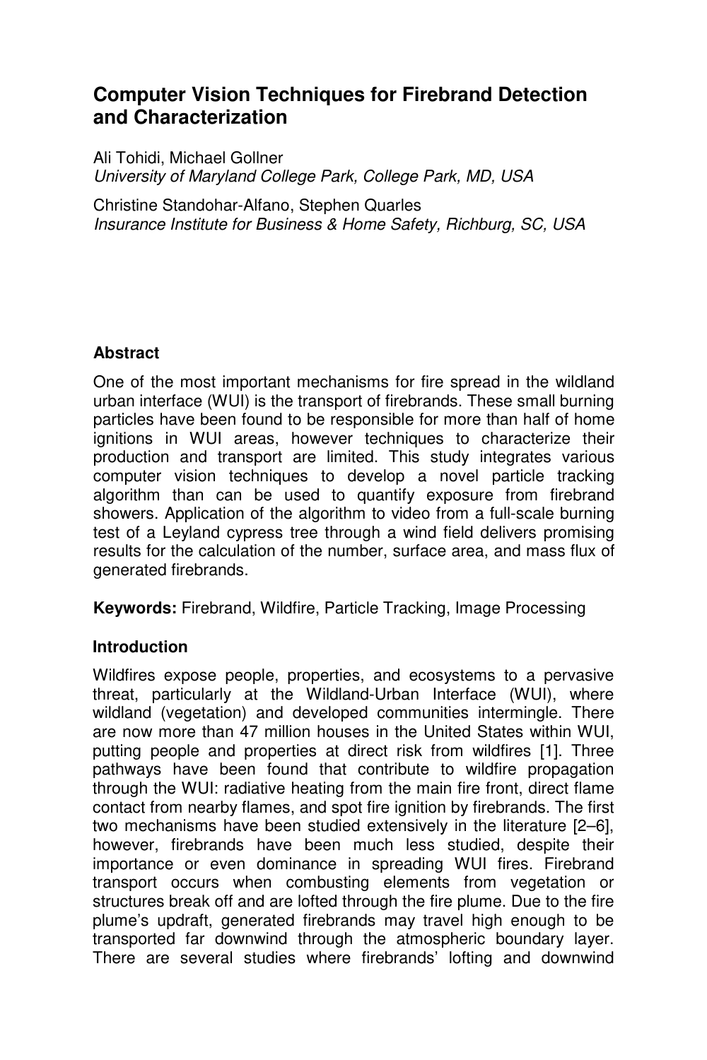# Computer Vision Techniques for Firebrand Detection and Characterization

Ali Tohidi, Michael Gollner
*University of Maryland College Park, College Park, MD, USA*

Christine Standohar-Alfano, Stephen Quarles
*Insurance Institute for Business & Home Safety, Richburg, SC, USA*

## Abstract

One of the most important mechanisms for fire spread in the wildland urban interface (WUI) is the transport of firebrands. These small burning particles have been found to be responsible for more than half of home ignitions in WUI areas, however techniques to characterize their production and transport are limited. This study integrates various computer vision techniques to develop a novel particle tracking algorithm than can be used to quantify exposure from firebrand showers. Application of the algorithm to video from a full-scale burning test of a Leyland cypress tree through a wind field delivers promising results for the calculation of the number, surface area, and mass flux of generated firebrands.

**Keywords:** Firebrand, Wildfire, Particle Tracking, Image Processing

## Introduction

Wildfires expose people, properties, and ecosystems to a pervasive threat, particularly at the Wildland-Urban Interface (WUI), where wildland (vegetation) and developed communities intermingle. There are now more than 47 million houses in the United States within WUI, putting people and properties at direct risk from wildfires [1]. Three pathways have been found that contribute to wildfire propagation through the WUI: radiative heating from the main fire front, direct flame contact from nearby flames, and spot fire ignition by firebrands. The first two mechanisms have been studied extensively in the literature [2–6], however, firebrands have been much less studied, despite their importance or even dominance in spreading WUI fires. Firebrand transport occurs when combusting elements from vegetation or structures break off and are lofted through the fire plume. Due to the fire plume's updraft, generated firebrands may travel high enough to be transported far downwind through the atmospheric boundary layer. There are several studies where firebrands' lofting and downwind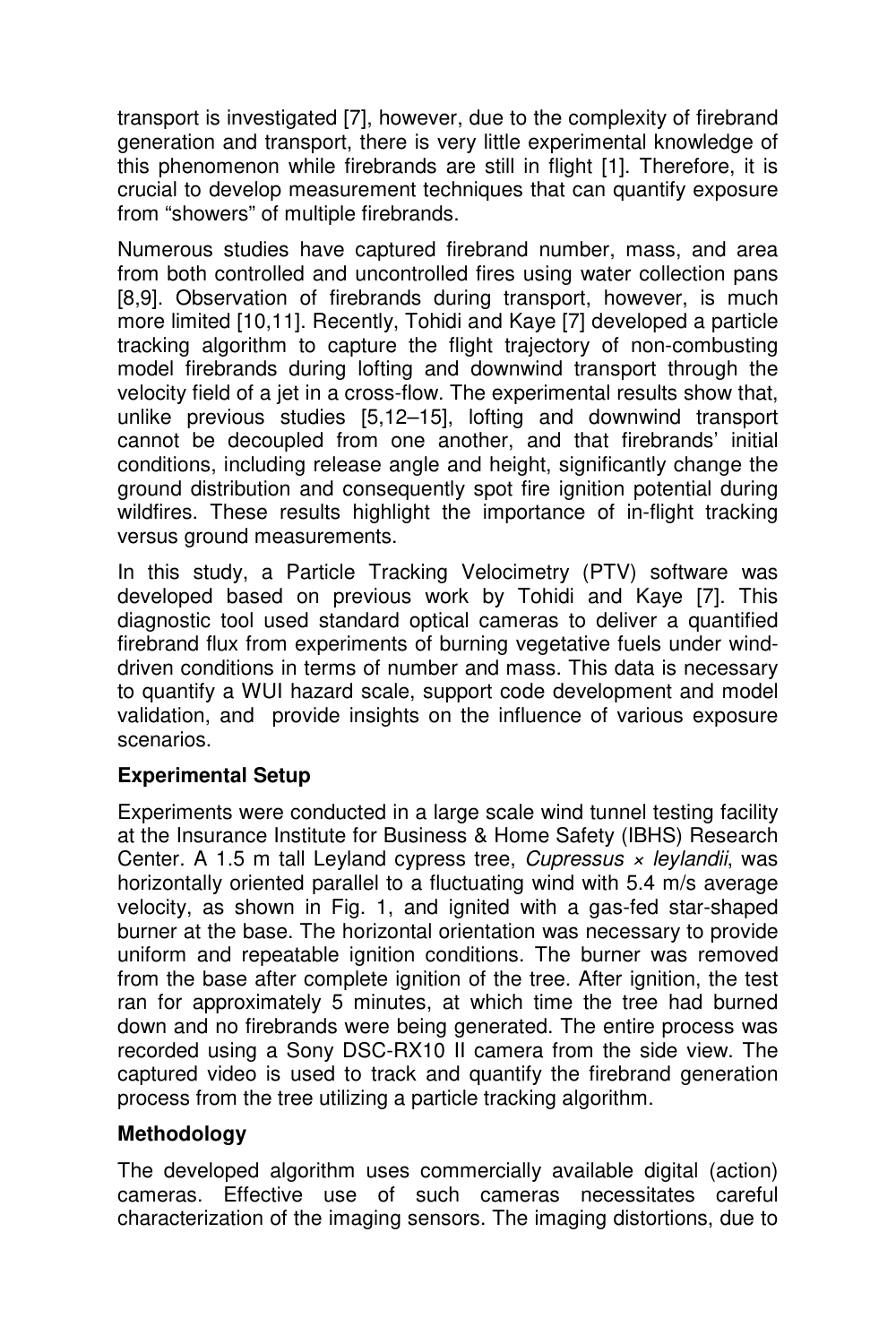transport is investigated [7], however, due to the complexity of firebrand generation and transport, there is very little experimental knowledge of this phenomenon while firebrands are still in flight [1]. Therefore, it is crucial to develop measurement techniques that can quantify exposure from "showers" of multiple firebrands.

Numerous studies have captured firebrand number, mass, and area from both controlled and uncontrolled fires using water collection pans [8,9]. Observation of firebrands during transport, however, is much more limited [10,11]. Recently, Tohidi and Kaye [7] developed a particle tracking algorithm to capture the flight trajectory of non-combusting model firebrands during lofting and downwind transport through the velocity field of a jet in a cross-flow. The experimental results show that, unlike previous studies [5,12–15], lofting and downwind transport cannot be decoupled from one another, and that firebrands' initial conditions, including release angle and height, significantly change the ground distribution and consequently spot fire ignition potential during wildfires. These results highlight the importance of in-flight tracking versus ground measurements.

In this study, a Particle Tracking Velocimetry (PTV) software was developed based on previous work by Tohidi and Kaye [7]. This diagnostic tool used standard optical cameras to deliver a quantified firebrand flux from experiments of burning vegetative fuels under wind-driven conditions in terms of number and mass. This data is necessary to quantify a WUI hazard scale, support code development and model validation, and provide insights on the influence of various exposure scenarios.

## Experimental Setup

Experiments were conducted in a large scale wind tunnel testing facility at the Insurance Institute for Business & Home Safety (IBHS) Research Center. A 1.5 m tall Leyland cypress tree, *Cupressus × leylandii*, was horizontally oriented parallel to a fluctuating wind with 5.4 m/s average velocity, as shown in Fig. 1, and ignited with a gas-fed star-shaped burner at the base. The horizontal orientation was necessary to provide uniform and repeatable ignition conditions. The burner was removed from the base after complete ignition of the tree. After ignition, the test ran for approximately 5 minutes, at which time the tree had burned down and no firebrands were being generated. The entire process was recorded using a Sony DSC-RX10 II camera from the side view. The captured video is used to track and quantify the firebrand generation process from the tree utilizing a particle tracking algorithm.

## Methodology

The developed algorithm uses commercially available digital (action) cameras. Effective use of such cameras necessitates careful characterization of the imaging sensors. The imaging distortions, due to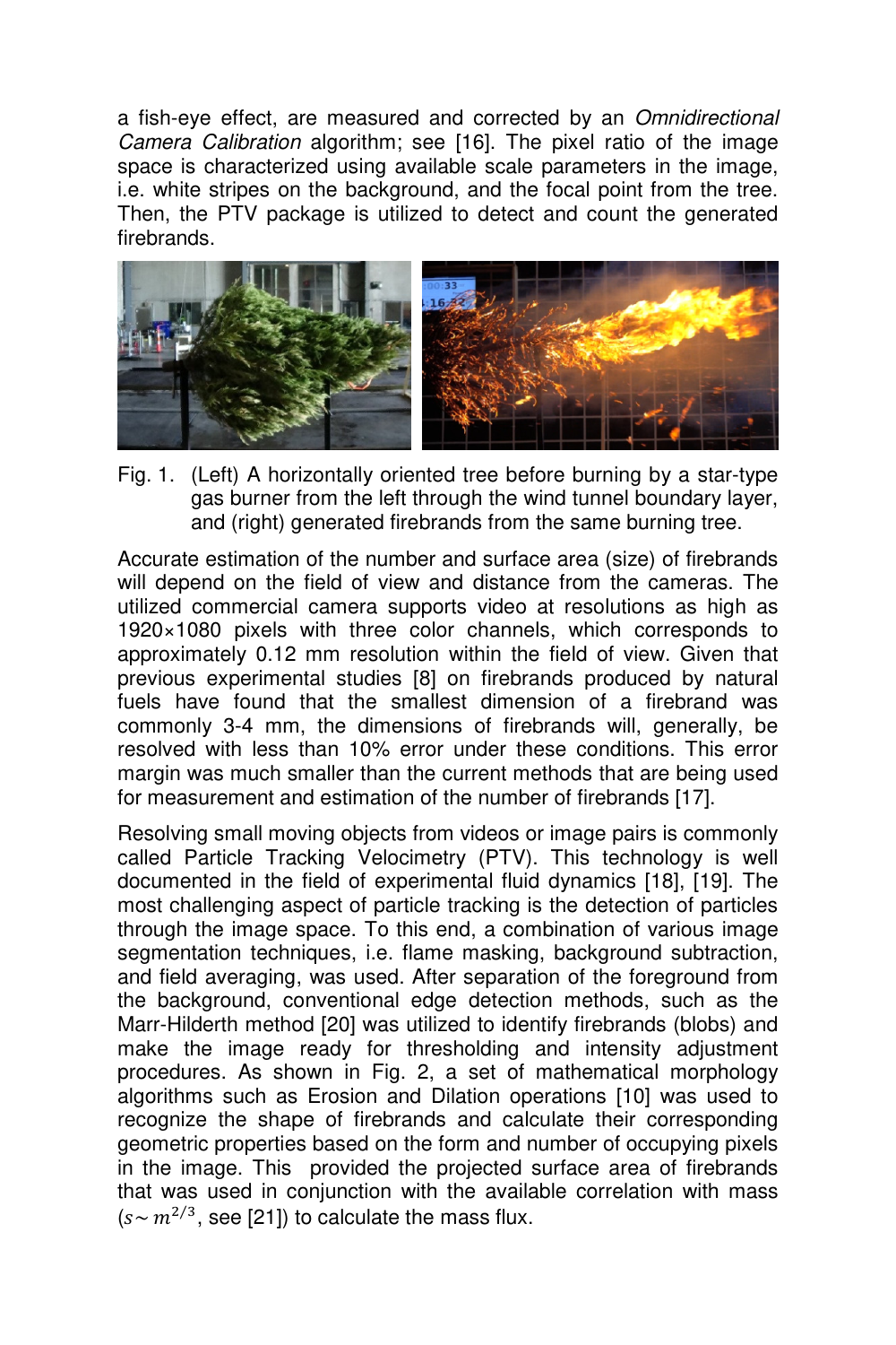a fish-eye effect, are measured and corrected by an *Omnidirectional Camera Calibration* algorithm; see [16]. The pixel ratio of the image space is characterized using available scale parameters in the image, i.e. white stripes on the background, and the focal point from the tree. Then, the PTV package is utilized to detect and count the generated firebrands.

Fig. 1. (Left) A horizontally oriented tree before burning by a star-type gas burner from the left through the wind tunnel boundary layer, and (right) generated firebrands from the same burning tree.

Accurate estimation of the number and surface area (size) of firebrands will depend on the field of view and distance from the cameras. The utilized commercial camera supports video at resolutions as high as 1920×1080 pixels with three color channels, which corresponds to approximately 0.12 mm resolution within the field of view. Given that previous experimental studies [8] on firebrands produced by natural fuels have found that the smallest dimension of a firebrand was commonly 3-4 mm, the dimensions of firebrands will, generally, be resolved with less than 10% error under these conditions. This error margin was much smaller than the current methods that are being used for measurement and estimation of the number of firebrands [17].

Resolving small moving objects from videos or image pairs is commonly called Particle Tracking Velocimetry (PTV). This technology is well documented in the field of experimental fluid dynamics [18], [19]. The most challenging aspect of particle tracking is the detection of particles through the image space. To this end, a combination of various image segmentation techniques, i.e. flame masking, background subtraction, and field averaging, was used. After separation of the foreground from the background, conventional edge detection methods, such as the Marr-Hilderth method [20] was utilized to identify firebrands (blobs) and make the image ready for thresholding and intensity adjustment procedures. As shown in Fig. 2, a set of mathematical morphology algorithms such as Erosion and Dilation operations [10] was used to recognize the shape of firebrands and calculate their corresponding geometric properties based on the form and number of occupying pixels in the image. This provided the projected surface area of firebrands that was used in conjunction with the available correlation with mass ($s \sim m^{2/3}$, see [21]) to calculate the mass flux.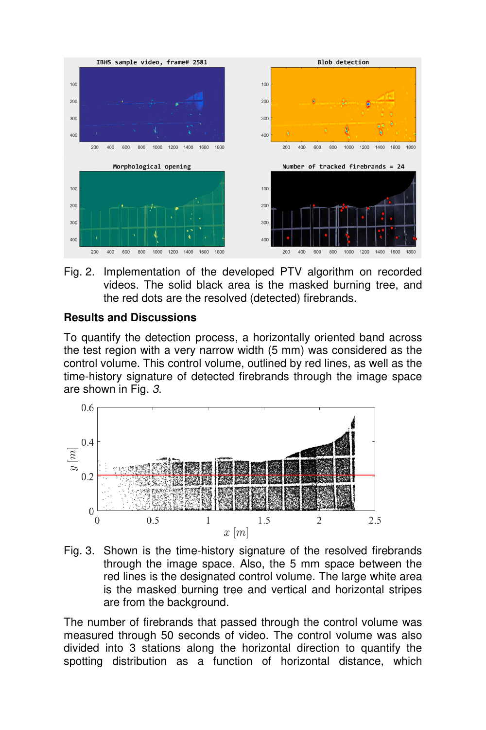Fig. 2. Implementation of the developed PTV algorithm on recorded videos. The solid black area is the masked burning tree, and the red dots are the resolved (detected) firebrands.

## Results and Discussions

To quantify the detection process, a horizontally oriented band across the test region with a very narrow width (5 mm) was considered as the control volume. This control volume, outlined by red lines, as well as the time-history signature of detected firebrands through the image space are shown in Fig. 3.

Fig. 3. Shown is the time-history signature of the resolved firebrands through the image space. Also, the 5 mm space between the red lines is the designated control volume. The large white area is the masked burning tree and vertical and horizontal stripes are from the background.

The number of firebrands that passed through the control volume was measured through 50 seconds of video. The control volume was also divided into 3 stations along the horizontal direction to quantify the spotting distribution as a function of horizontal distance, which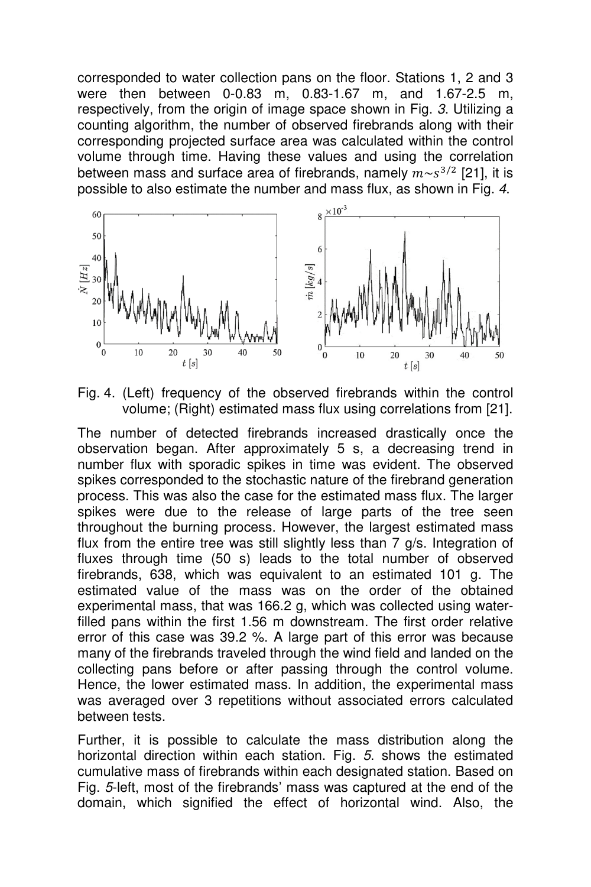corresponded to water collection pans on the floor. Stations 1, 2 and 3 were then between 0-0.83 m, 0.83-1.67 m, and 1.67-2.5 m, respectively, from the origin of image space shown in Fig. *3*. Utilizing a counting algorithm, the number of observed firebrands along with their corresponding projected surface area was calculated within the control volume through time. Having these values and using the correlation between mass and surface area of firebrands, namely $m \sim s^{3/2}$ [21], it is possible to also estimate the number and mass flux, as shown in Fig. *4*.

Fig. 4. (Left) frequency of the observed firebrands within the control volume; (Right) estimated mass flux using correlations from [21].

The number of detected firebrands increased drastically once the observation began. After approximately 5 s, a decreasing trend in number flux with sporadic spikes in time was evident. The observed spikes corresponded to the stochastic nature of the firebrand generation process. This was also the case for the estimated mass flux. The larger spikes were due to the release of large parts of the tree seen throughout the burning process. However, the largest estimated mass flux from the entire tree was still slightly less than 7 g/s. Integration of fluxes through time (50 s) leads to the total number of observed firebrands, 638, which was equivalent to an estimated 101 g. The estimated value of the mass was on the order of the obtained experimental mass, that was 166.2 g, which was collected using water-filled pans within the first 1.56 m downstream. The first order relative error of this case was 39.2 %. A large part of this error was because many of the firebrands traveled through the wind field and landed on the collecting pans before or after passing through the control volume. Hence, the lower estimated mass. In addition, the experimental mass was averaged over 3 repetitions without associated errors calculated between tests.

Further, it is possible to calculate the mass distribution along the horizontal direction within each station. Fig. *5*. shows the estimated cumulative mass of firebrands within each designated station. Based on Fig. *5*-left, most of the firebrands' mass was captured at the end of the domain, which signified the effect of horizontal wind. Also, the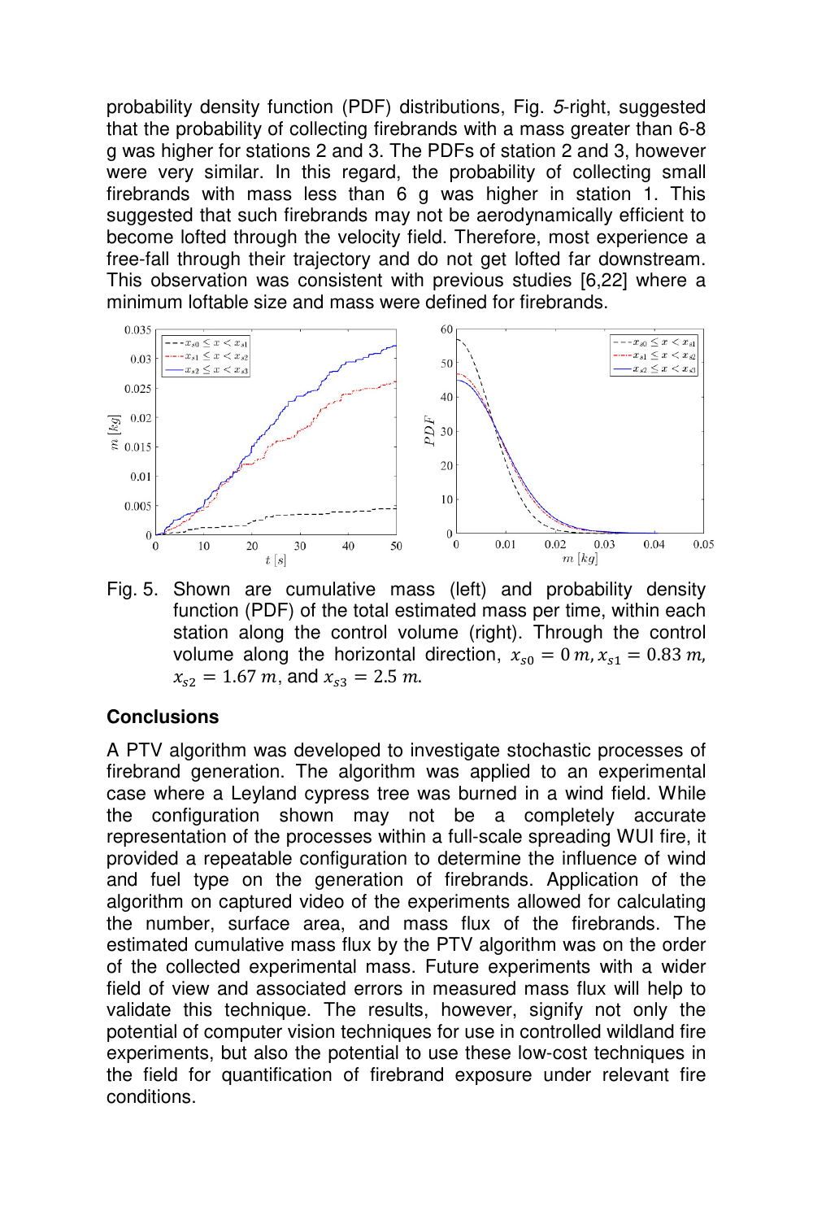probability density function (PDF) distributions, Fig. *5*-right, suggested that the probability of collecting firebrands with a mass greater than 6-8 g was higher for stations 2 and 3. The PDFs of station 2 and 3, however were very similar. In this regard, the probability of collecting small firebrands with mass less than 6 g was higher in station 1. This suggested that such firebrands may not be aerodynamically efficient to become lofted through the velocity field. Therefore, most experience a free-fall through their trajectory and do not get lofted far downstream. This observation was consistent with previous studies [6,22] where a minimum loftable size and mass were defined for firebrands.

Fig. 5. Shown are cumulative mass (left) and probability density function (PDF) of the total estimated mass per time, within each station along the control volume (right). Through the control volume along the horizontal direction, $x_{s0} = 0\,m, x_{s1} = 0.83\,m,$ $x_{s2} = 1.67\,m$, and $x_{s3} = 2.5\,m$.

## Conclusions

A PTV algorithm was developed to investigate stochastic processes of firebrand generation. The algorithm was applied to an experimental case where a Leyland cypress tree was burned in a wind field. While the configuration shown may not be a completely accurate representation of the processes within a full-scale spreading WUI fire, it provided a repeatable configuration to determine the influence of wind and fuel type on the generation of firebrands. Application of the algorithm on captured video of the experiments allowed for calculating the number, surface area, and mass flux of the firebrands. The estimated cumulative mass flux by the PTV algorithm was on the order of the collected experimental mass. Future experiments with a wider field of view and associated errors in measured mass flux will help to validate this technique. The results, however, signify not only the potential of computer vision techniques for use in controlled wildland fire experiments, but also the potential to use these low-cost techniques in the field for quantification of firebrand exposure under relevant fire conditions.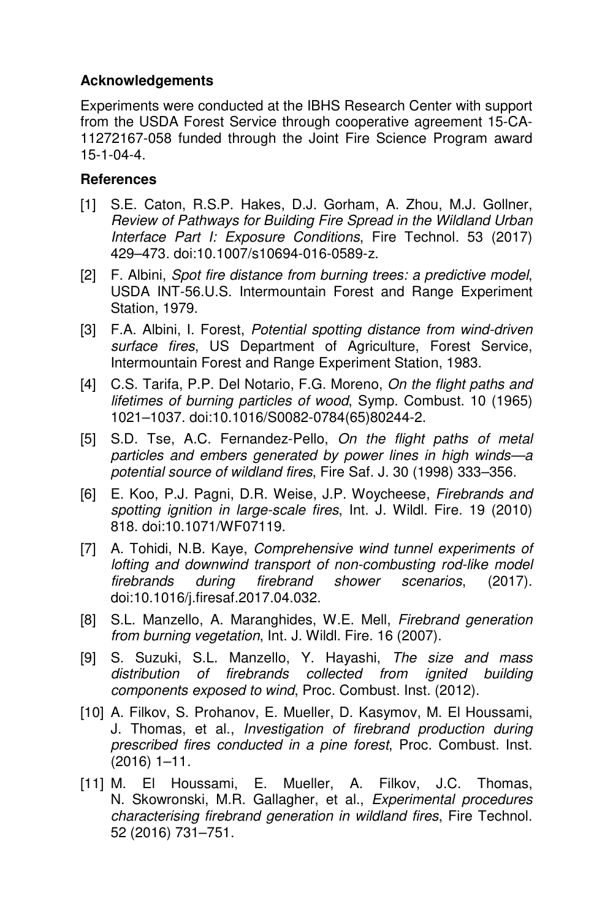## Acknowledgements

Experiments were conducted at the IBHS Research Center with support from the USDA Forest Service through cooperative agreement 15-CA-11272167-058 funded through the Joint Fire Science Program award 15-1-04-4.

## References

[1] S.E. Caton, R.S.P. Hakes, D.J. Gorham, A. Zhou, M.J. Gollner, *Review of Pathways for Building Fire Spread in the Wildland Urban Interface Part I: Exposure Conditions*, Fire Technol. 53 (2017) 429–473. doi:10.1007/s10694-016-0589-z.

[2] F. Albini, *Spot fire distance from burning trees: a predictive model*, USDA INT-56.U.S. Intermountain Forest and Range Experiment Station, 1979.

[3] F.A. Albini, I. Forest, *Potential spotting distance from wind-driven surface fires*, US Department of Agriculture, Forest Service, Intermountain Forest and Range Experiment Station, 1983.

[4] C.S. Tarifa, P.P. Del Notario, F.G. Moreno, *On the flight paths and lifetimes of burning particles of wood*, Symp. Combust. 10 (1965) 1021–1037. doi:10.1016/S0082-0784(65)80244-2.

[5] S.D. Tse, A.C. Fernandez-Pello, *On the flight paths of metal particles and embers generated by power lines in high winds—a potential source of wildland fires*, Fire Saf. J. 30 (1998) 333–356.

[6] E. Koo, P.J. Pagni, D.R. Weise, J.P. Woycheese, *Firebrands and spotting ignition in large-scale fires*, Int. J. Wildl. Fire. 19 (2010) 818. doi:10.1071/WF07119.

[7] A. Tohidi, N.B. Kaye, *Comprehensive wind tunnel experiments of lofting and downwind transport of non-combusting rod-like model firebrands during firebrand shower scenarios*, (2017). doi:10.1016/j.firesaf.2017.04.032.

[8] S.L. Manzello, A. Maranghides, W.E. Mell, *Firebrand generation from burning vegetation*, Int. J. Wildl. Fire. 16 (2007).

[9] S. Suzuki, S.L. Manzello, Y. Hayashi, *The size and mass distribution of firebrands collected from ignited building components exposed to wind*, Proc. Combust. Inst. (2012).

[10] A. Filkov, S. Prohanov, E. Mueller, D. Kasymov, M. El Houssami, J. Thomas, et al., *Investigation of firebrand production during prescribed fires conducted in a pine forest*, Proc. Combust. Inst. (2016) 1–11.

[11] M. El Houssami, E. Mueller, A. Filkov, J.C. Thomas, N. Skowronski, M.R. Gallagher, et al., *Experimental procedures characterising firebrand generation in wildland fires*, Fire Technol. 52 (2016) 731–751.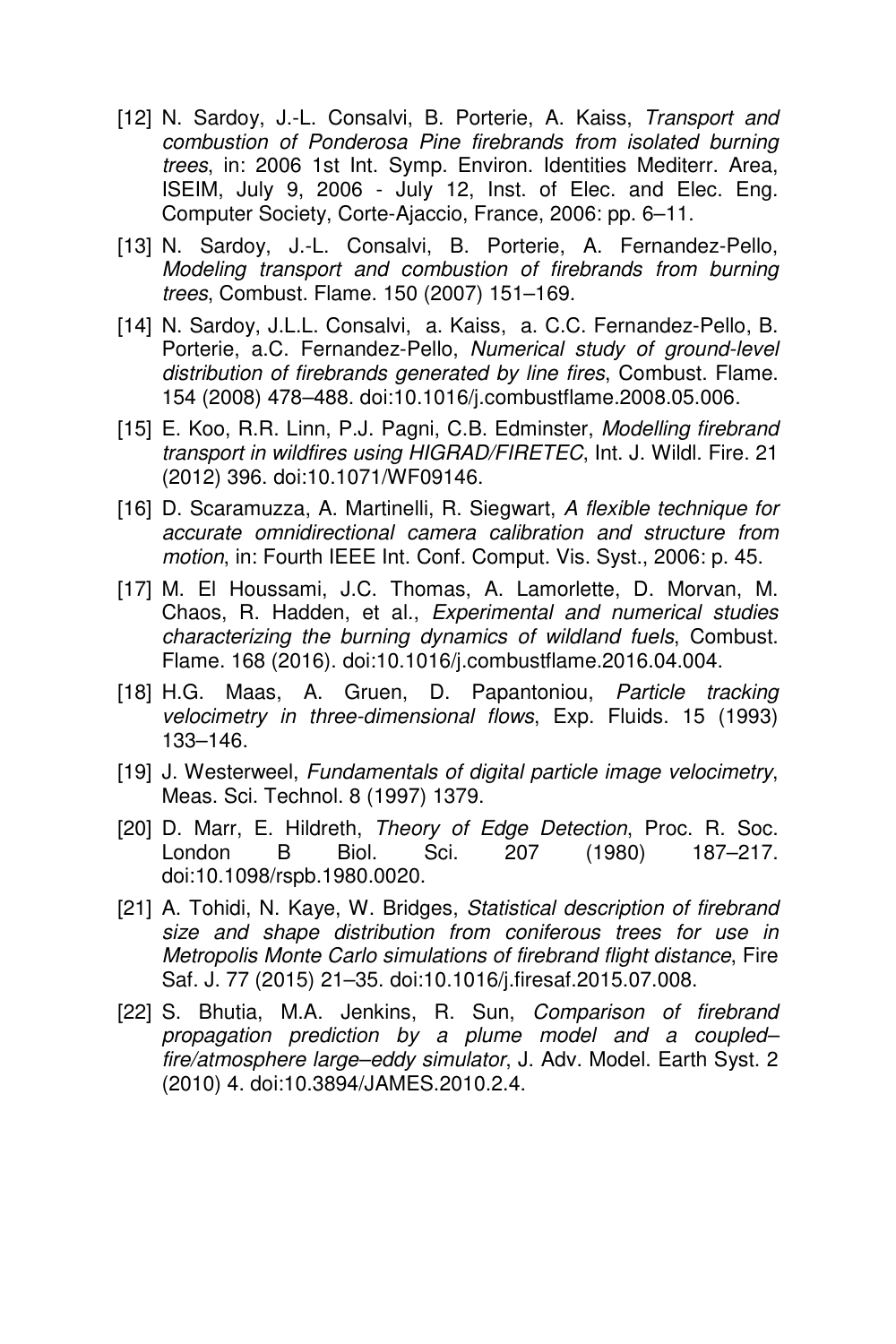[12] N. Sardoy, J.-L. Consalvi, B. Porterie, A. Kaiss, *Transport and combustion of Ponderosa Pine firebrands from isolated burning trees*, in: 2006 1st Int. Symp. Environ. Identities Mediterr. Area, ISEIM, July 9, 2006 - July 12, Inst. of Elec. and Elec. Eng. Computer Society, Corte-Ajaccio, France, 2006: pp. 6–11.

[13] N. Sardoy, J.-L. Consalvi, B. Porterie, A. Fernandez-Pello, *Modeling transport and combustion of firebrands from burning trees*, Combust. Flame. 150 (2007) 151–169.

[14] N. Sardoy, J.L.L. Consalvi, a. Kaiss, a. C.C. Fernandez-Pello, B. Porterie, a.C. Fernandez-Pello, *Numerical study of ground-level distribution of firebrands generated by line fires*, Combust. Flame. 154 (2008) 478–488. doi:10.1016/j.combustflame.2008.05.006.

[15] E. Koo, R.R. Linn, P.J. Pagni, C.B. Edminster, *Modelling firebrand transport in wildfires using HIGRAD/FIRETEC*, Int. J. Wildl. Fire. 21 (2012) 396. doi:10.1071/WF09146.

[16] D. Scaramuzza, A. Martinelli, R. Siegwart, *A flexible technique for accurate omnidirectional camera calibration and structure from motion*, in: Fourth IEEE Int. Conf. Comput. Vis. Syst., 2006: p. 45.

[17] M. El Houssami, J.C. Thomas, A. Lamorlette, D. Morvan, M. Chaos, R. Hadden, et al., *Experimental and numerical studies characterizing the burning dynamics of wildland fuels*, Combust. Flame. 168 (2016). doi:10.1016/j.combustflame.2016.04.004.

[18] H.G. Maas, A. Gruen, D. Papantoniou, *Particle tracking velocimetry in three-dimensional flows*, Exp. Fluids. 15 (1993) 133–146.

[19] J. Westerweel, *Fundamentals of digital particle image velocimetry*, Meas. Sci. Technol. 8 (1997) 1379.

[20] D. Marr, E. Hildreth, *Theory of Edge Detection*, Proc. R. Soc. London B Biol. Sci. 207 (1980) 187–217. doi:10.1098/rspb.1980.0020.

[21] A. Tohidi, N. Kaye, W. Bridges, *Statistical description of firebrand size and shape distribution from coniferous trees for use in Metropolis Monte Carlo simulations of firebrand flight distance*, Fire Saf. J. 77 (2015) 21–35. doi:10.1016/j.firesaf.2015.07.008.

[22] S. Bhutia, M.A. Jenkins, R. Sun, *Comparison of firebrand propagation prediction by a plume model and a coupled–fire/atmosphere large–eddy simulator*, J. Adv. Model. Earth Syst. 2 (2010) 4. doi:10.3894/JAMES.2010.2.4.